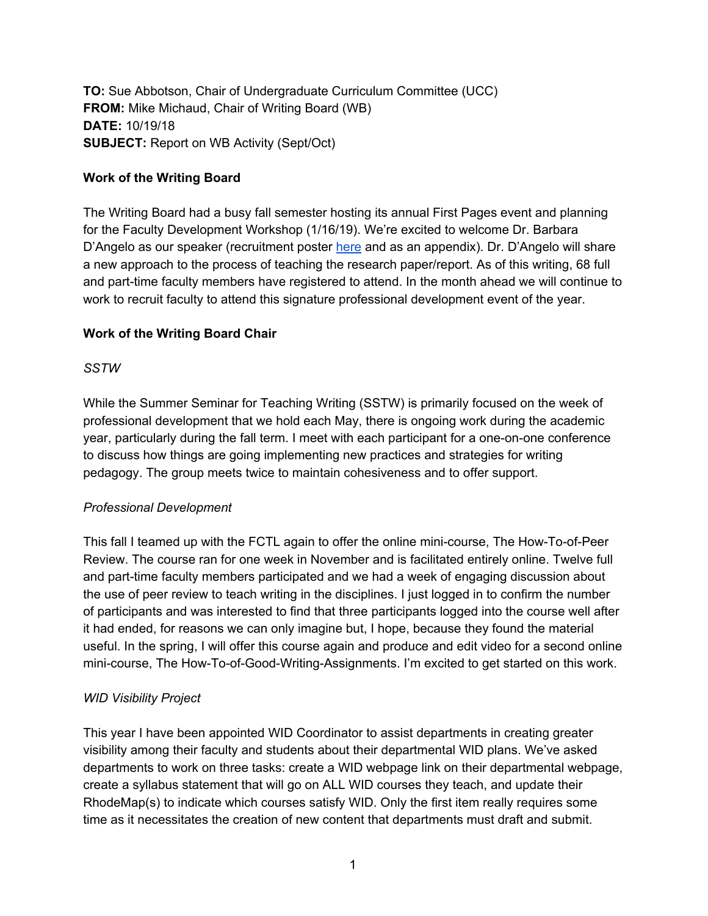**TO:** Sue Abbotson, Chair of Undergraduate Curriculum Committee (UCC)
**FROM:** Mike Michaud, Chair of Writing Board (WB)
**DATE:** 10/19/18
**SUBJECT:** Report on WB Activity (Sept/Oct)

**Work of the Writing Board**

The Writing Board had a busy fall semester hosting its annual First Pages event and planning for the Faculty Development Workshop (1/16/19). We're excited to welcome Dr. Barbara D'Angelo as our speaker (recruitment poster here and as an appendix). Dr. D'Angelo will share a new approach to the process of teaching the research paper/report. As of this writing, 68 full and part-time faculty members have registered to attend. In the month ahead we will continue to work to recruit faculty to attend this signature professional development event of the year.

**Work of the Writing Board Chair**

*SSTW*

While the Summer Seminar for Teaching Writing (SSTW) is primarily focused on the week of professional development that we hold each May, there is ongoing work during the academic year, particularly during the fall term. I meet with each participant for a one-on-one conference to discuss how things are going implementing new practices and strategies for writing pedagogy. The group meets twice to maintain cohesiveness and to offer support.

*Professional Development*

This fall I teamed up with the FCTL again to offer the online mini-course, The How-To-of-Peer Review. The course ran for one week in November and is facilitated entirely online. Twelve full and part-time faculty members participated and we had a week of engaging discussion about the use of peer review to teach writing in the disciplines. I just logged in to confirm the number of participants and was interested to find that three participants logged into the course well after it had ended, for reasons we can only imagine but, I hope, because they found the material useful. In the spring, I will offer this course again and produce and edit video for a second online mini-course, The How-To-of-Good-Writing-Assignments. I'm excited to get started on this work.

*WID Visibility Project*

This year I have been appointed WID Coordinator to assist departments in creating greater visibility among their faculty and students about their departmental WID plans. We've asked departments to work on three tasks: create a WID webpage link on their departmental webpage, create a syllabus statement that will go on ALL WID courses they teach, and update their RhodeMap(s) to indicate which courses satisfy WID. Only the first item really requires some time as it necessitates the creation of new content that departments must draft and submit.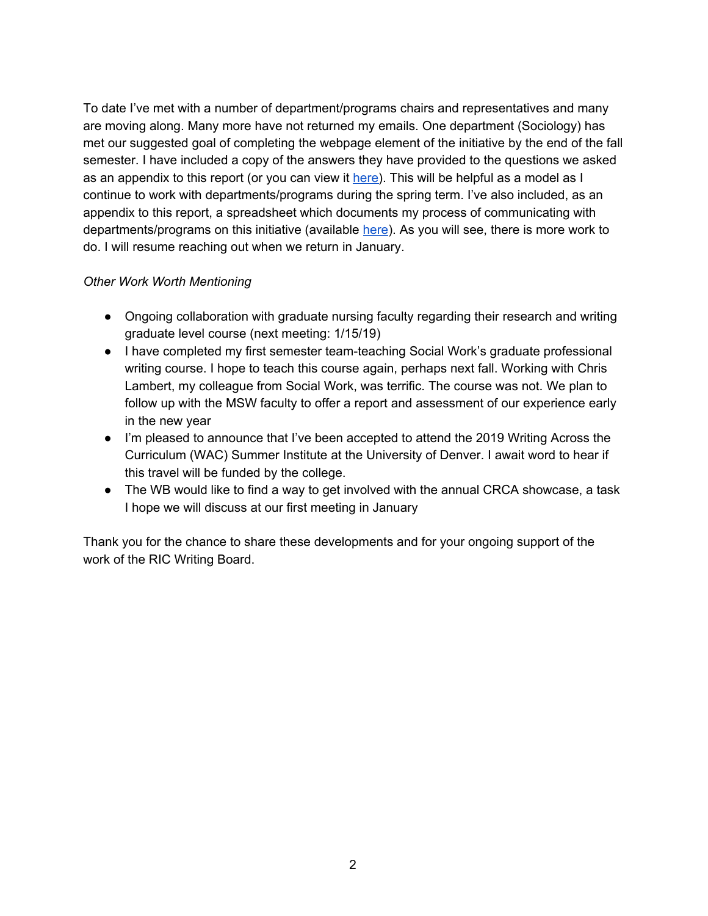To date I've met with a number of department/programs chairs and representatives and many are moving along. Many more have not returned my emails. One department (Sociology) has met our suggested goal of completing the webpage element of the initiative by the end of the fall semester. I have included a copy of the answers they have provided to the questions we asked as an appendix to this report (or you can view it here). This will be helpful as a model as I continue to work with departments/programs during the spring term. I've also included, as an appendix to this report, a spreadsheet which documents my process of communicating with departments/programs on this initiative (available here). As you will see, there is more work to do. I will resume reaching out when we return in January.

*Other Work Worth Mentioning*

- Ongoing collaboration with graduate nursing faculty regarding their research and writing graduate level course (next meeting: 1/15/19)
- I have completed my first semester team-teaching Social Work's graduate professional writing course. I hope to teach this course again, perhaps next fall. Working with Chris Lambert, my colleague from Social Work, was terrific. The course was not. We plan to follow up with the MSW faculty to offer a report and assessment of our experience early in the new year
- I'm pleased to announce that I've been accepted to attend the 2019 Writing Across the Curriculum (WAC) Summer Institute at the University of Denver. I await word to hear if this travel will be funded by the college.
- The WB would like to find a way to get involved with the annual CRCA showcase, a task I hope we will discuss at our first meeting in January

Thank you for the chance to share these developments and for your ongoing support of the work of the RIC Writing Board.